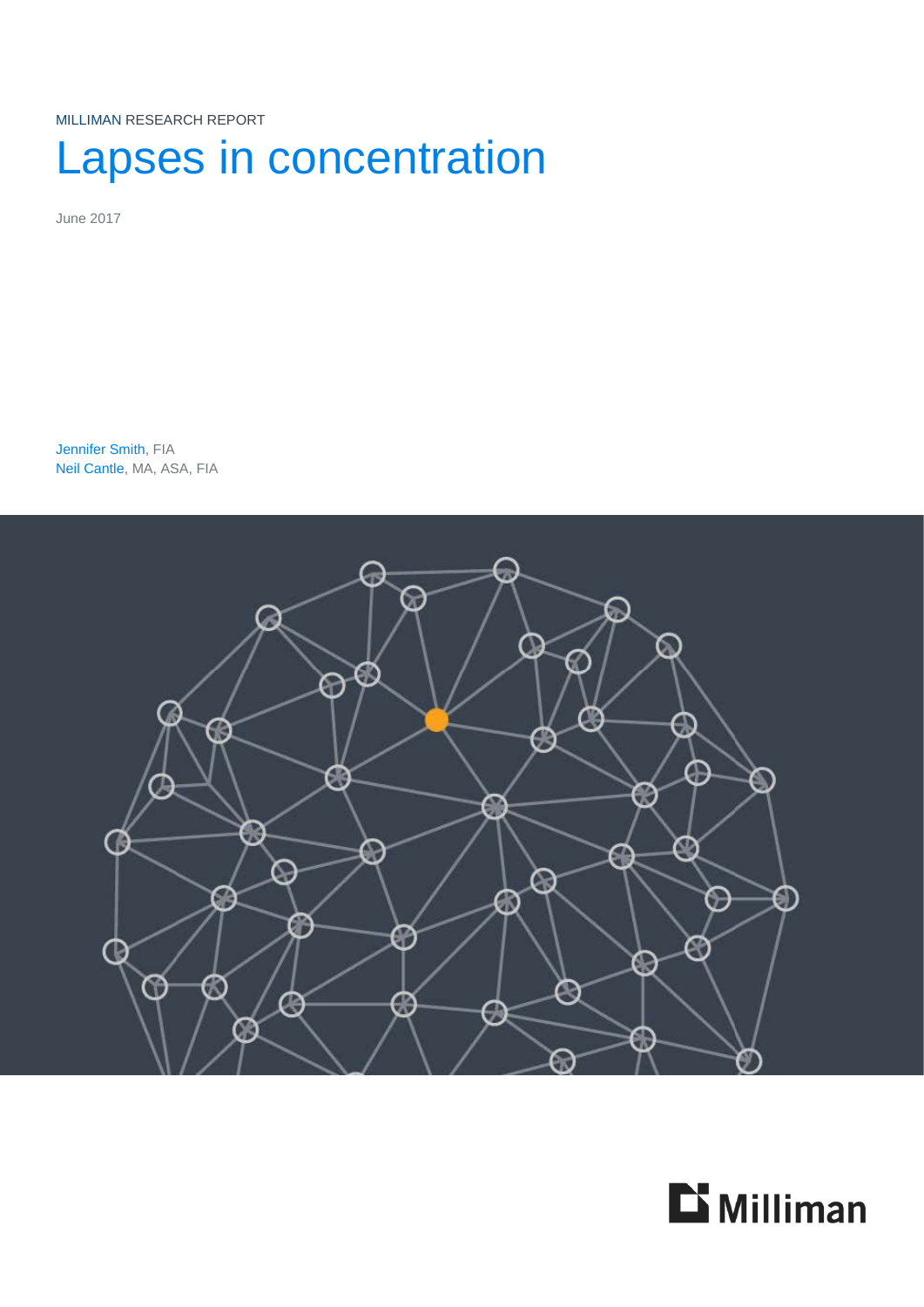MILLIMAN RESEARCH REPORT

# Lapses in concentration

June 2017

Jennifer Smith, FIA
Neil Cantle, MA, ASA, FIA

Milliman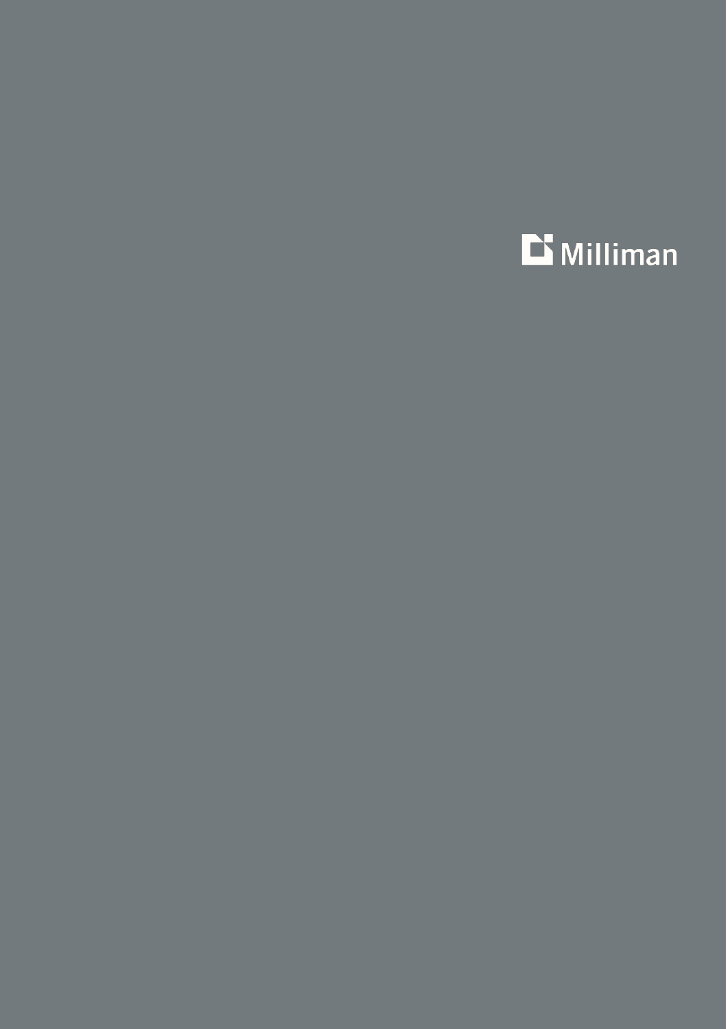Milliman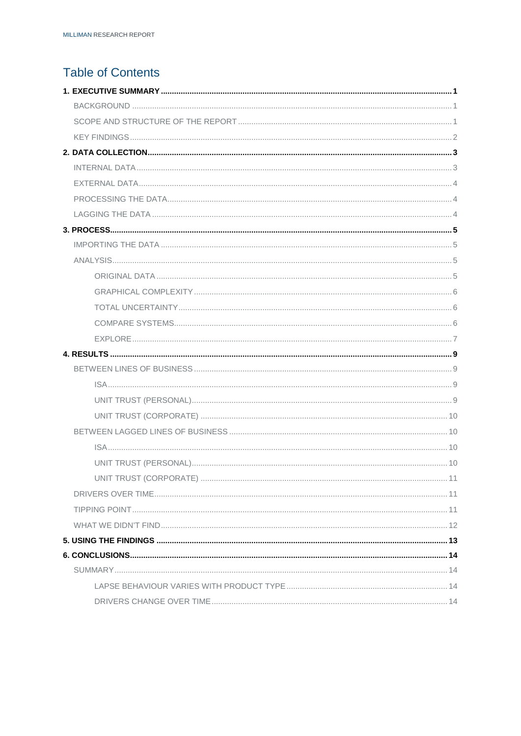# Table of Contents

**1. EXECUTIVE SUMMARY** ..... **1**

- BACKGROUND ..... 1
- SCOPE AND STRUCTURE OF THE REPORT ..... 1
- KEY FINDINGS ..... 2

**2. DATA COLLECTION** ..... **3**

- INTERNAL DATA ..... 3
- EXTERNAL DATA ..... 4
- PROCESSING THE DATA ..... 4
- LAGGING THE DATA ..... 4

**3. PROCESS** ..... **5**

- IMPORTING THE DATA ..... 5
- ANALYSIS ..... 5
  - ORIGINAL DATA ..... 5
  - GRAPHICAL COMPLEXITY ..... 6
  - TOTAL UNCERTAINTY ..... 6
  - COMPARE SYSTEMS ..... 6
  - EXPLORE ..... 7

**4. RESULTS** ..... **9**

- BETWEEN LINES OF BUSINESS ..... 9
  - ISA ..... 9
  - UNIT TRUST (PERSONAL) ..... 9
  - UNIT TRUST (CORPORATE) ..... 10
- BETWEEN LAGGED LINES OF BUSINESS ..... 10
  - ISA ..... 10
  - UNIT TRUST (PERSONAL) ..... 10
  - UNIT TRUST (CORPORATE) ..... 11
- DRIVERS OVER TIME ..... 11
- TIPPING POINT ..... 11
- WHAT WE DIDN'T FIND ..... 12

**5. USING THE FINDINGS** ..... **13**

**6. CONCLUSIONS** ..... **14**

- SUMMARY ..... 14
  - LAPSE BEHAVIOUR VARIES WITH PRODUCT TYPE ..... 14
  - DRIVERS CHANGE OVER TIME ..... 14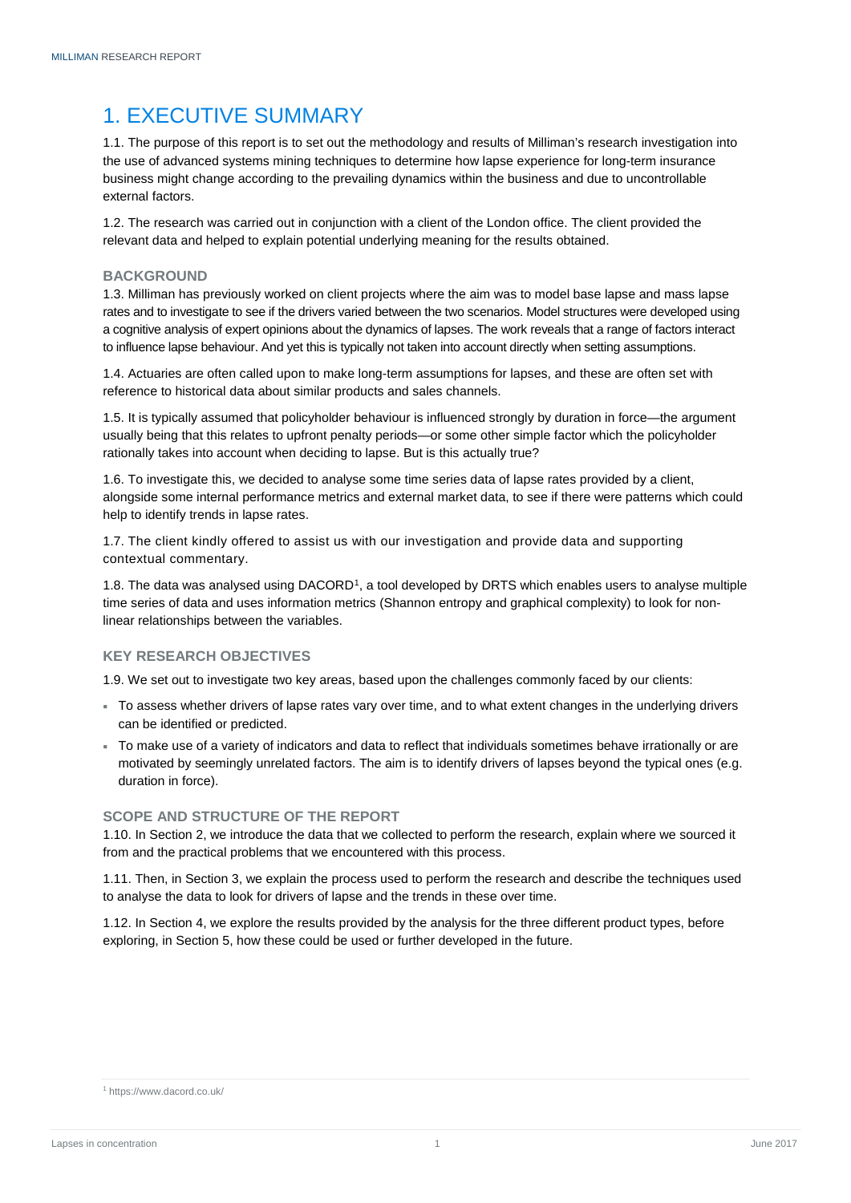# 1. EXECUTIVE SUMMARY

1.1. The purpose of this report is to set out the methodology and results of Milliman's research investigation into the use of advanced systems mining techniques to determine how lapse experience for long-term insurance business might change according to the prevailing dynamics within the business and due to uncontrollable external factors.

1.2. The research was carried out in conjunction with a client of the London office. The client provided the relevant data and helped to explain potential underlying meaning for the results obtained.

## BACKGROUND

1.3. Milliman has previously worked on client projects where the aim was to model base lapse and mass lapse rates and to investigate to see if the drivers varied between the two scenarios. Model structures were developed using a cognitive analysis of expert opinions about the dynamics of lapses. The work reveals that a range of factors interact to influence lapse behaviour. And yet this is typically not taken into account directly when setting assumptions.

1.4. Actuaries are often called upon to make long-term assumptions for lapses, and these are often set with reference to historical data about similar products and sales channels.

1.5. It is typically assumed that policyholder behaviour is influenced strongly by duration in force—the argument usually being that this relates to upfront penalty periods—or some other simple factor which the policyholder rationally takes into account when deciding to lapse. But is this actually true?

1.6. To investigate this, we decided to analyse some time series data of lapse rates provided by a client, alongside some internal performance metrics and external market data, to see if there were patterns which could help to identify trends in lapse rates.

1.7. The client kindly offered to assist us with our investigation and provide data and supporting contextual commentary.

1.8. The data was analysed using DACORD[1], a tool developed by DRTS which enables users to analyse multiple time series of data and uses information metrics (Shannon entropy and graphical complexity) to look for non-linear relationships between the variables.

## KEY RESEARCH OBJECTIVES

1.9. We set out to investigate two key areas, based upon the challenges commonly faced by our clients:

- To assess whether drivers of lapse rates vary over time, and to what extent changes in the underlying drivers can be identified or predicted.
- To make use of a variety of indicators and data to reflect that individuals sometimes behave irrationally or are motivated by seemingly unrelated factors. The aim is to identify drivers of lapses beyond the typical ones (e.g. duration in force).

## SCOPE AND STRUCTURE OF THE REPORT

1.10. In Section 2, we introduce the data that we collected to perform the research, explain where we sourced it from and the practical problems that we encountered with this process.

1.11. Then, in Section 3, we explain the process used to perform the research and describe the techniques used to analyse the data to look for drivers of lapse and the trends in these over time.

1.12. In Section 4, we explore the results provided by the analysis for the three different product types, before exploring, in Section 5, how these could be used or further developed in the future.

---

[1] https://www.dacord.co.uk/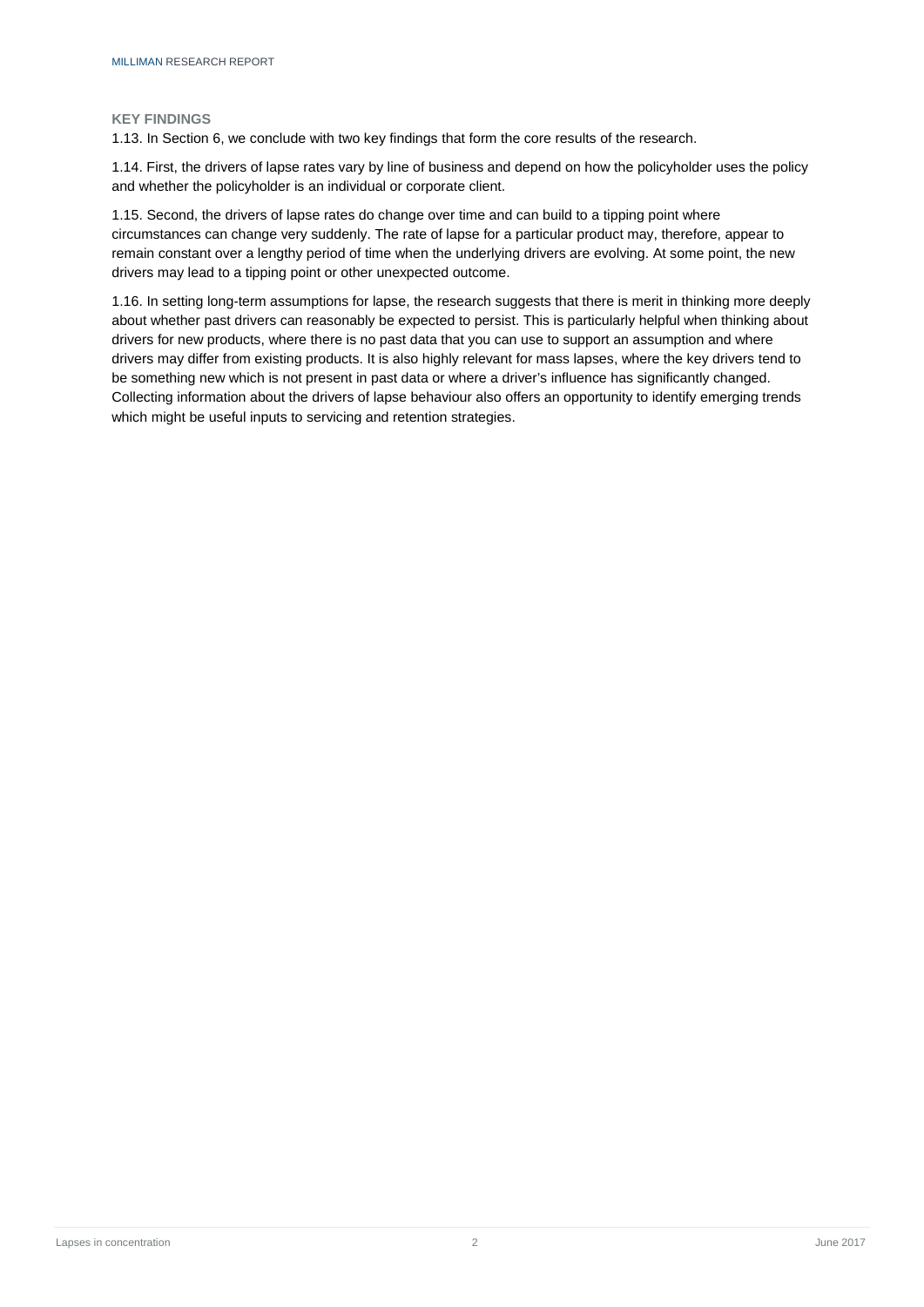## KEY FINDINGS

1.13. In Section 6, we conclude with two key findings that form the core results of the research.

1.14. First, the drivers of lapse rates vary by line of business and depend on how the policyholder uses the policy and whether the policyholder is an individual or corporate client.

1.15. Second, the drivers of lapse rates do change over time and can build to a tipping point where circumstances can change very suddenly. The rate of lapse for a particular product may, therefore, appear to remain constant over a lengthy period of time when the underlying drivers are evolving. At some point, the new drivers may lead to a tipping point or other unexpected outcome.

1.16. In setting long-term assumptions for lapse, the research suggests that there is merit in thinking more deeply about whether past drivers can reasonably be expected to persist. This is particularly helpful when thinking about drivers for new products, where there is no past data that you can use to support an assumption and where drivers may differ from existing products. It is also highly relevant for mass lapses, where the key drivers tend to be something new which is not present in past data or where a driver's influence has significantly changed. Collecting information about the drivers of lapse behaviour also offers an opportunity to identify emerging trends which might be useful inputs to servicing and retention strategies.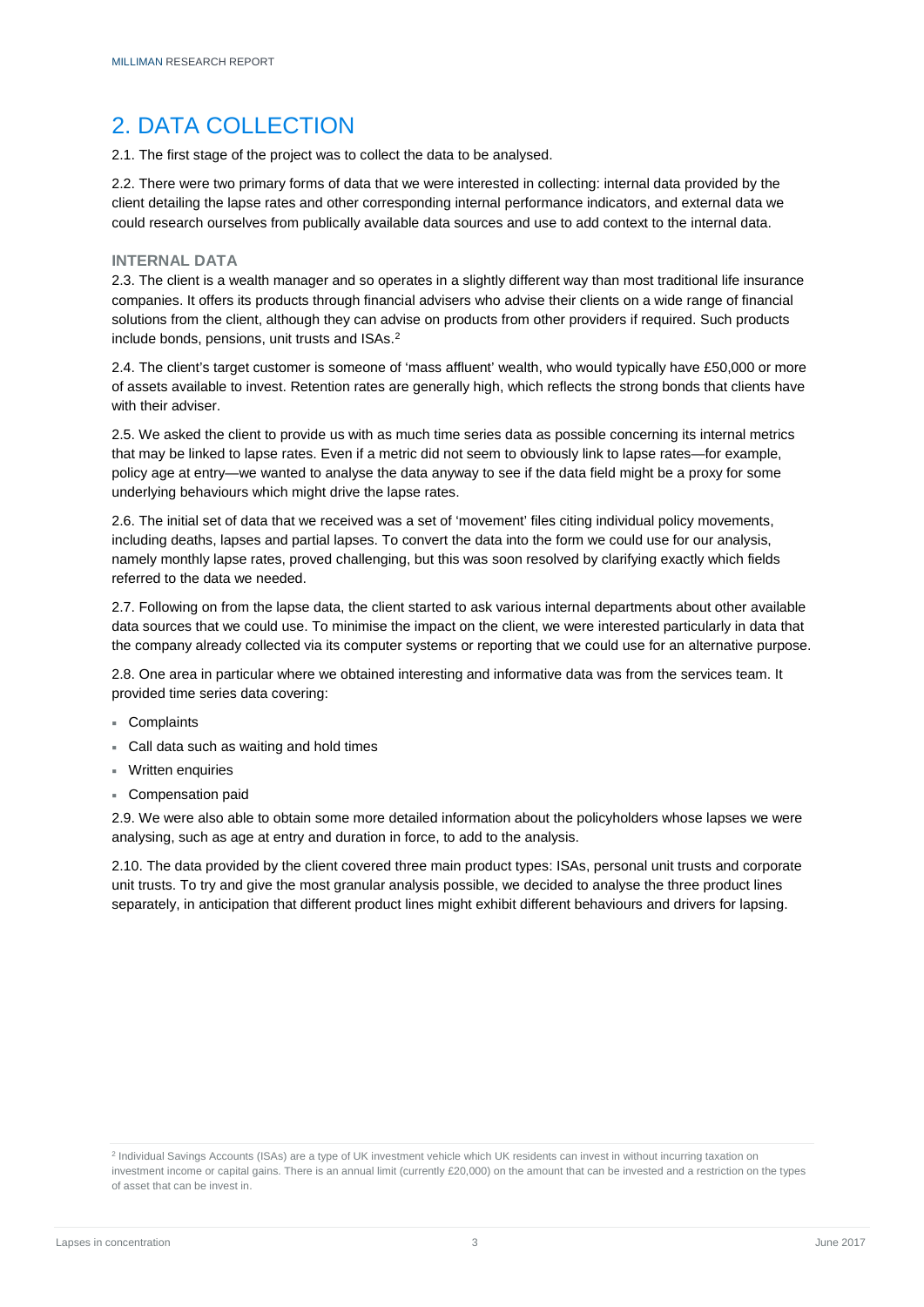# 2. DATA COLLECTION

2.1. The first stage of the project was to collect the data to be analysed.

2.2. There were two primary forms of data that we were interested in collecting: internal data provided by the client detailing the lapse rates and other corresponding internal performance indicators, and external data we could research ourselves from publically available data sources and use to add context to the internal data.

### INTERNAL DATA

2.3. The client is a wealth manager and so operates in a slightly different way than most traditional life insurance companies. It offers its products through financial advisers who advise their clients on a wide range of financial solutions from the client, although they can advise on products from other providers if required. Such products include bonds, pensions, unit trusts and ISAs.[2]

2.4. The client's target customer is someone of 'mass affluent' wealth, who would typically have £50,000 or more of assets available to invest. Retention rates are generally high, which reflects the strong bonds that clients have with their adviser.

2.5. We asked the client to provide us with as much time series data as possible concerning its internal metrics that may be linked to lapse rates. Even if a metric did not seem to obviously link to lapse rates—for example, policy age at entry—we wanted to analyse the data anyway to see if the data field might be a proxy for some underlying behaviours which might drive the lapse rates.

2.6. The initial set of data that we received was a set of 'movement' files citing individual policy movements, including deaths, lapses and partial lapses. To convert the data into the form we could use for our analysis, namely monthly lapse rates, proved challenging, but this was soon resolved by clarifying exactly which fields referred to the data we needed.

2.7. Following on from the lapse data, the client started to ask various internal departments about other available data sources that we could use. To minimise the impact on the client, we were interested particularly in data that the company already collected via its computer systems or reporting that we could use for an alternative purpose.

2.8. One area in particular where we obtained interesting and informative data was from the services team. It provided time series data covering:

- Complaints
- Call data such as waiting and hold times
- Written enquiries
- Compensation paid

2.9. We were also able to obtain some more detailed information about the policyholders whose lapses we were analysing, such as age at entry and duration in force, to add to the analysis.

2.10. The data provided by the client covered three main product types: ISAs, personal unit trusts and corporate unit trusts. To try and give the most granular analysis possible, we decided to analyse the three product lines separately, in anticipation that different product lines might exhibit different behaviours and drivers for lapsing.

[2] Individual Savings Accounts (ISAs) are a type of UK investment vehicle which UK residents can invest in without incurring taxation on investment income or capital gains. There is an annual limit (currently £20,000) on the amount that can be invested and a restriction on the types of asset that can be invest in.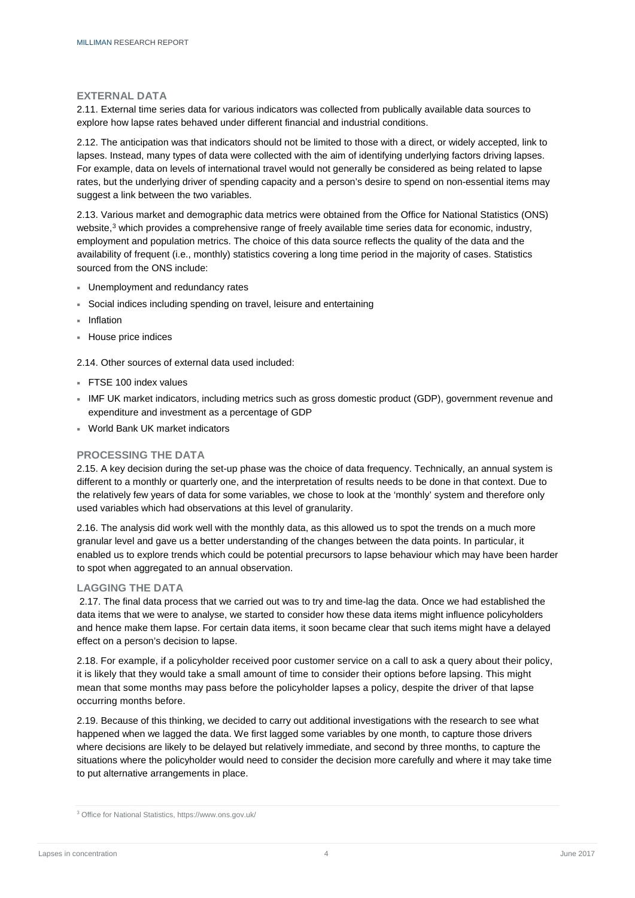### EXTERNAL DATA

2.11. External time series data for various indicators was collected from publically available data sources to explore how lapse rates behaved under different financial and industrial conditions.

2.12. The anticipation was that indicators should not be limited to those with a direct, or widely accepted, link to lapses. Instead, many types of data were collected with the aim of identifying underlying factors driving lapses. For example, data on levels of international travel would not generally be considered as being related to lapse rates, but the underlying driver of spending capacity and a person's desire to spend on non-essential items may suggest a link between the two variables.

2.13. Various market and demographic data metrics were obtained from the Office for National Statistics (ONS) website,[3] which provides a comprehensive range of freely available time series data for economic, industry, employment and population metrics. The choice of this data source reflects the quality of the data and the availability of frequent (i.e., monthly) statistics covering a long time period in the majority of cases. Statistics sourced from the ONS include:

- Unemployment and redundancy rates
- Social indices including spending on travel, leisure and entertaining
- Inflation
- House price indices

2.14. Other sources of external data used included:

- FTSE 100 index values
- IMF UK market indicators, including metrics such as gross domestic product (GDP), government revenue and expenditure and investment as a percentage of GDP
- World Bank UK market indicators

### PROCESSING THE DATA

2.15. A key decision during the set-up phase was the choice of data frequency. Technically, an annual system is different to a monthly or quarterly one, and the interpretation of results needs to be done in that context. Due to the relatively few years of data for some variables, we chose to look at the 'monthly' system and therefore only used variables which had observations at this level of granularity.

2.16. The analysis did work well with the monthly data, as this allowed us to spot the trends on a much more granular level and gave us a better understanding of the changes between the data points. In particular, it enabled us to explore trends which could be potential precursors to lapse behaviour which may have been harder to spot when aggregated to an annual observation.

### LAGGING THE DATA

2.17. The final data process that we carried out was to try and time-lag the data. Once we had established the data items that we were to analyse, we started to consider how these data items might influence policyholders and hence make them lapse. For certain data items, it soon became clear that such items might have a delayed effect on a person's decision to lapse.

2.18. For example, if a policyholder received poor customer service on a call to ask a query about their policy, it is likely that they would take a small amount of time to consider their options before lapsing. This might mean that some months may pass before the policyholder lapses a policy, despite the driver of that lapse occurring months before.

2.19. Because of this thinking, we decided to carry out additional investigations with the research to see what happened when we lagged the data. We first lagged some variables by one month, to capture those drivers where decisions are likely to be delayed but relatively immediate, and second by three months, to capture the situations where the policyholder would need to consider the decision more carefully and where it may take time to put alternative arrangements in place.

[3] Office for National Statistics, https://www.ons.gov.uk/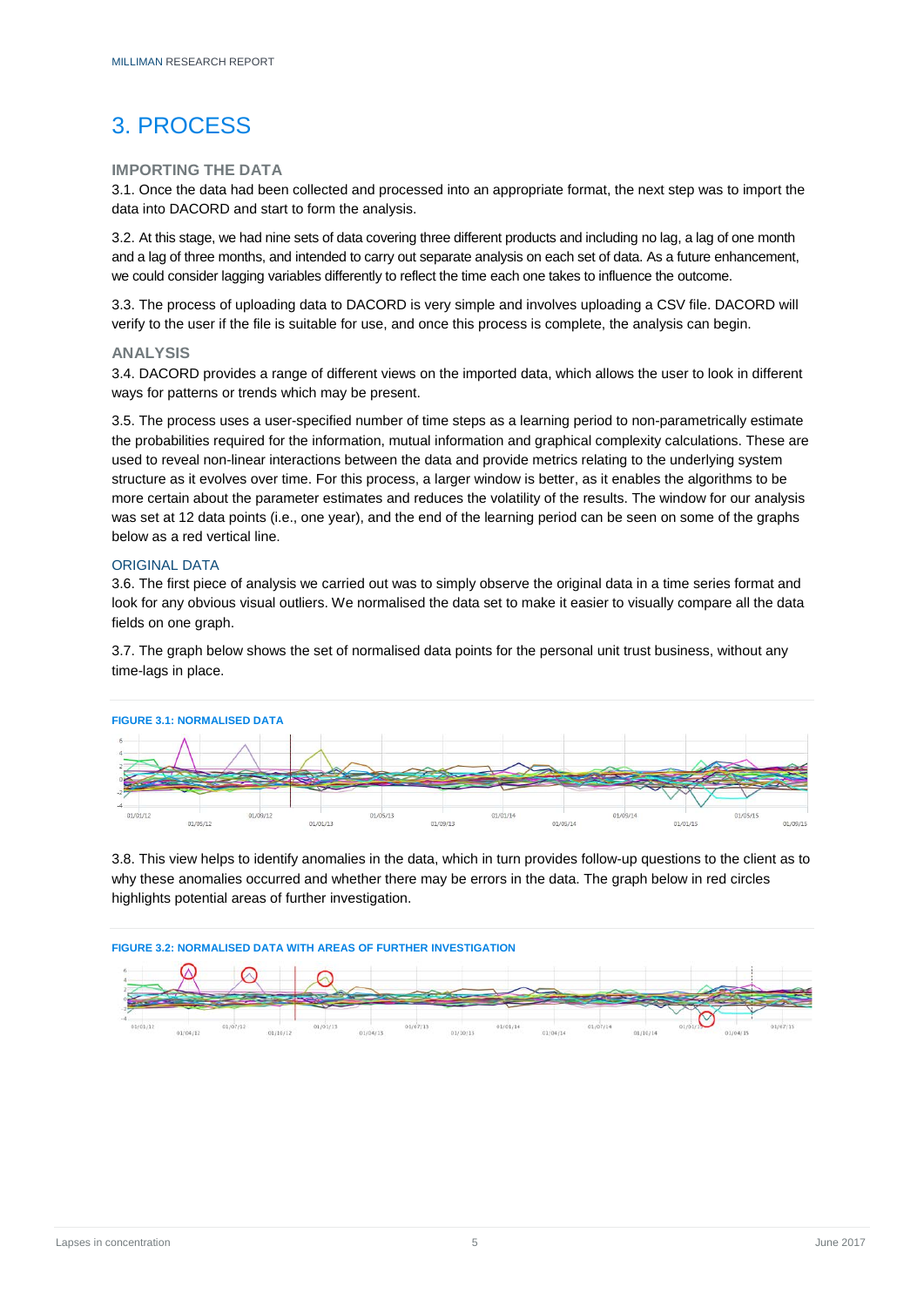# 3. PROCESS

### IMPORTING THE DATA

3.1. Once the data had been collected and processed into an appropriate format, the next step was to import the data into DACORD and start to form the analysis.

3.2. At this stage, we had nine sets of data covering three different products and including no lag, a lag of one month and a lag of three months, and intended to carry out separate analysis on each set of data. As a future enhancement, we could consider lagging variables differently to reflect the time each one takes to influence the outcome.

3.3. The process of uploading data to DACORD is very simple and involves uploading a CSV file. DACORD will verify to the user if the file is suitable for use, and once this process is complete, the analysis can begin.

### ANALYSIS

3.4. DACORD provides a range of different views on the imported data, which allows the user to look in different ways for patterns or trends which may be present.

3.5. The process uses a user-specified number of time steps as a learning period to non-parametrically estimate the probabilities required for the information, mutual information and graphical complexity calculations. These are used to reveal non-linear interactions between the data and provide metrics relating to the underlying system structure as it evolves over time. For this process, a larger window is better, as it enables the algorithms to be more certain about the parameter estimates and reduces the volatility of the results. The window for our analysis was set at 12 data points (i.e., one year), and the end of the learning period can be seen on some of the graphs below as a red vertical line.

#### ORIGINAL DATA

3.6. The first piece of analysis we carried out was to simply observe the original data in a time series format and look for any obvious visual outliers. We normalised the data set to make it easier to visually compare all the data fields on one graph.

3.7. The graph below shows the set of normalised data points for the personal unit trust business, without any time-lags in place.

**FIGURE 3.1: NORMALISED DATA**

3.8. This view helps to identify anomalies in the data, which in turn provides follow-up questions to the client as to why these anomalies occurred and whether there may be errors in the data. The graph below in red circles highlights potential areas of further investigation.

**FIGURE 3.2: NORMALISED DATA WITH AREAS OF FURTHER INVESTIGATION**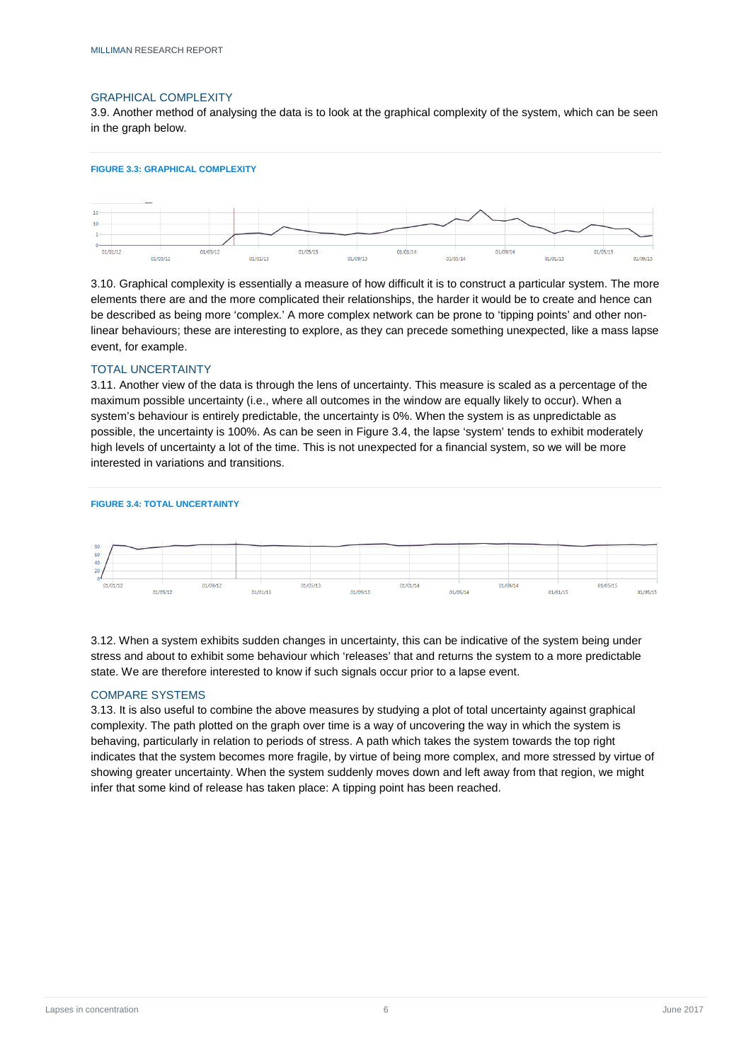## GRAPHICAL COMPLEXITY

3.9. Another method of analysing the data is to look at the graphical complexity of the system, which can be seen in the graph below.

**FIGURE 3.3: GRAPHICAL COMPLEXITY**

3.10. Graphical complexity is essentially a measure of how difficult it is to construct a particular system. The more elements there are and the more complicated their relationships, the harder it would be to create and hence can be described as being more 'complex.' A more complex network can be prone to 'tipping points' and other non-linear behaviours; these are interesting to explore, as they can precede something unexpected, like a mass lapse event, for example.

## TOTAL UNCERTAINTY

3.11. Another view of the data is through the lens of uncertainty. This measure is scaled as a percentage of the maximum possible uncertainty (i.e., where all outcomes in the window are equally likely to occur). When a system's behaviour is entirely predictable, the uncertainty is 0%. When the system is as unpredictable as possible, the uncertainty is 100%. As can be seen in Figure 3.4, the lapse 'system' tends to exhibit moderately high levels of uncertainty a lot of the time. This is not unexpected for a financial system, so we will be more interested in variations and transitions.

**FIGURE 3.4: TOTAL UNCERTAINTY**

3.12. When a system exhibits sudden changes in uncertainty, this can be indicative of the system being under stress and about to exhibit some behaviour which 'releases' that and returns the system to a more predictable state. We are therefore interested to know if such signals occur prior to a lapse event.

## COMPARE SYSTEMS

3.13. It is also useful to combine the above measures by studying a plot of total uncertainty against graphical complexity. The path plotted on the graph over time is a way of uncovering the way in which the system is behaving, particularly in relation to periods of stress. A path which takes the system towards the top right indicates that the system becomes more fragile, by virtue of being more complex, and more stressed by virtue of showing greater uncertainty. When the system suddenly moves down and left away from that region, we might infer that some kind of release has taken place: A tipping point has been reached.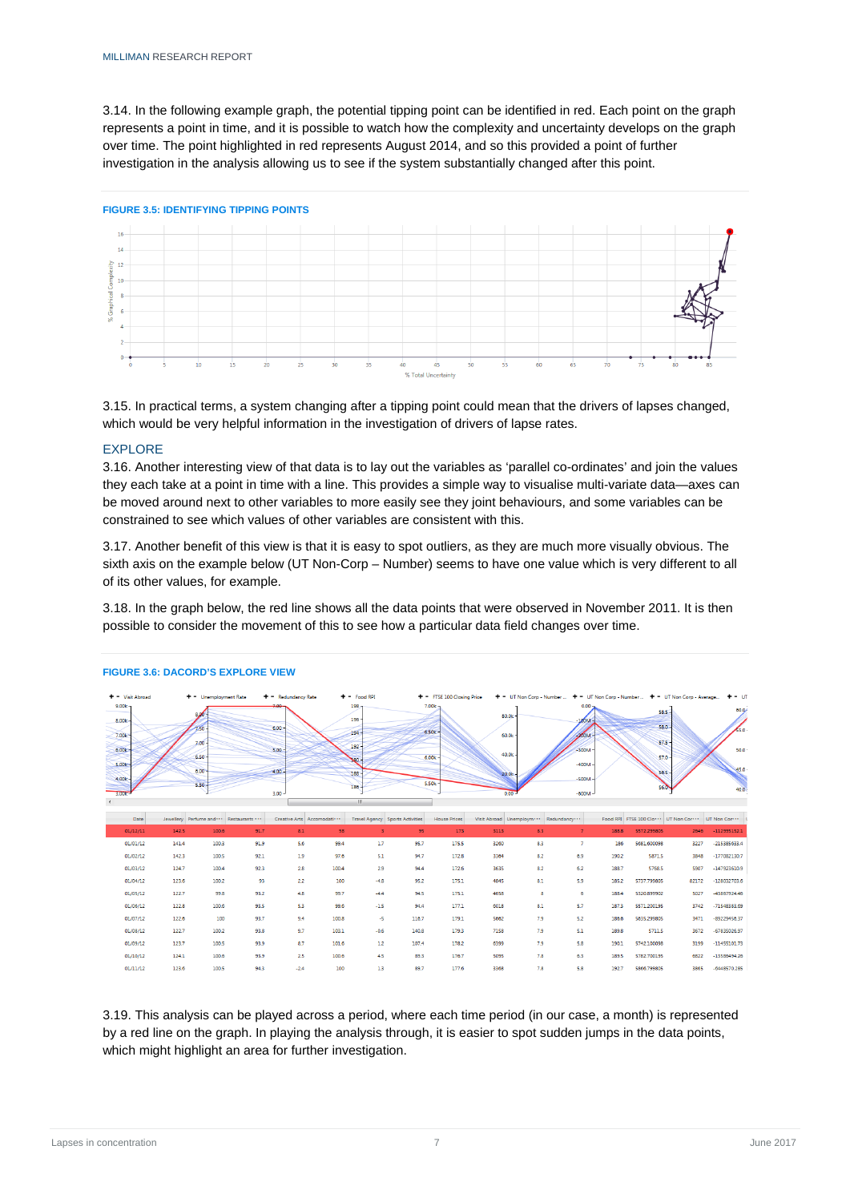3.14. In the following example graph, the potential tipping point can be identified in red. Each point on the graph represents a point in time, and it is possible to watch how the complexity and uncertainty develops on the graph over time. The point highlighted in red represents August 2014, and so this provided a point of further investigation in the analysis allowing us to see if the system substantially changed after this point.

**FIGURE 3.5: IDENTIFYING TIPPING POINTS**

3.15. In practical terms, a system changing after a tipping point could mean that the drivers of lapses changed, which would be very helpful information in the investigation of drivers of lapse rates.

## EXPLORE

3.16. Another interesting view of that data is to lay out the variables as 'parallel co-ordinates' and join the values they each take at a point in time with a line. This provides a simple way to visualise multi-variate data—axes can be moved around next to other variables to more easily see they joint behaviours, and some variables can be constrained to see which values of other variables are consistent with this.

3.17. Another benefit of this view is that it is easy to spot outliers, as they are much more visually obvious. The sixth axis on the example below (UT Non-Corp – Number) seems to have one value which is very different to all of its other values, for example.

3.18. In the graph below, the red line shows all the data points that were observed in November 2011. It is then possible to consider the movement of this to see how a particular data field changes over time.

**FIGURE 3.6: DACORD'S EXPLORE VIEW**

3.19. This analysis can be played across a period, where each time period (in our case, a month) is represented by a red line on the graph. In playing the analysis through, it is easier to spot sudden jumps in the data points, which might highlight an area for further investigation.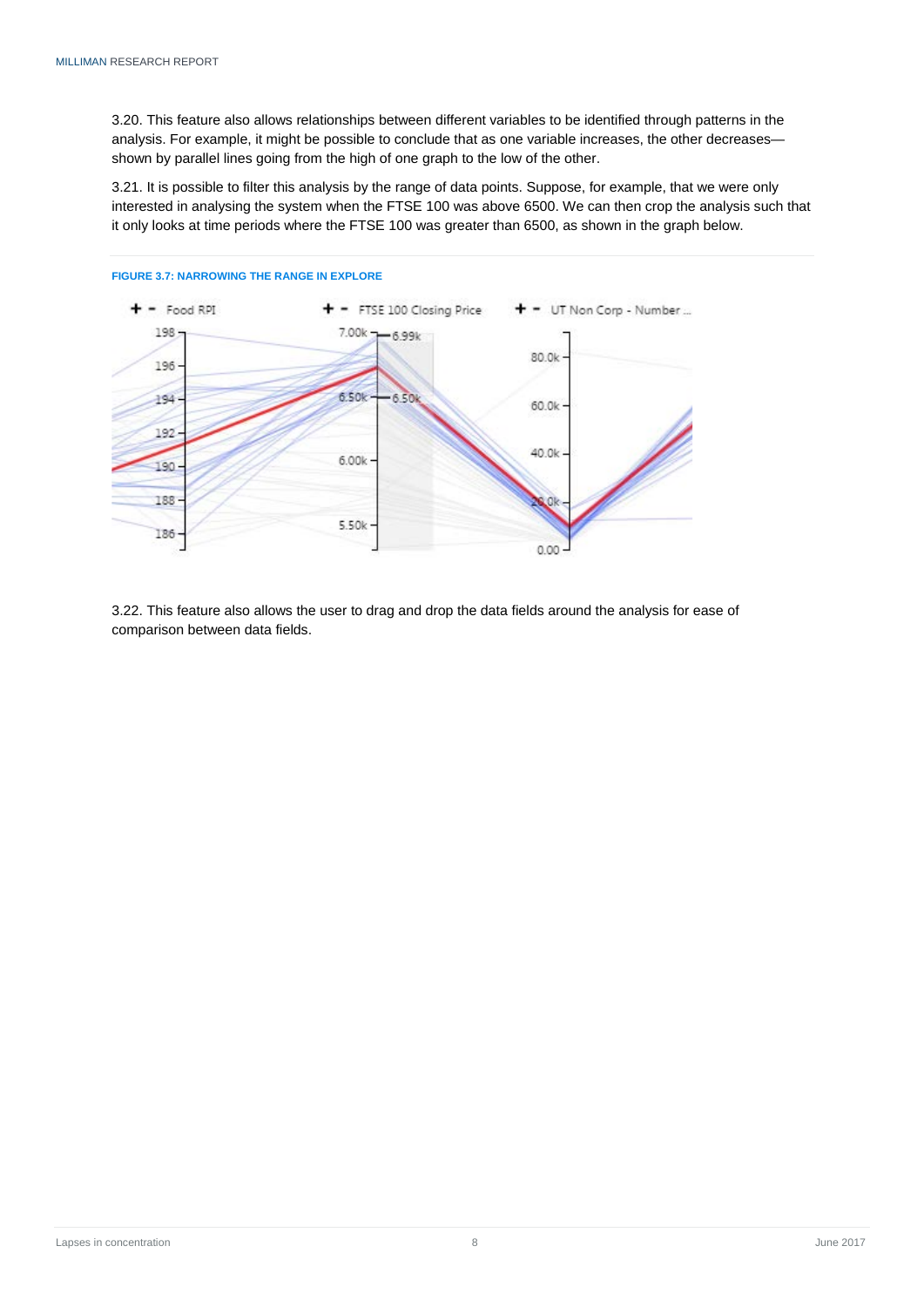3.20. This feature also allows relationships between different variables to be identified through patterns in the analysis. For example, it might be possible to conclude that as one variable increases, the other decreases—shown by parallel lines going from the high of one graph to the low of the other.

3.21. It is possible to filter this analysis by the range of data points. Suppose, for example, that we were only interested in analysing the system when the FTSE 100 was above 6500. We can then crop the analysis such that it only looks at time periods where the FTSE 100 was greater than 6500, as shown in the graph below.

**FIGURE 3.7: NARROWING THE RANGE IN EXPLORE**

3.22. This feature also allows the user to drag and drop the data fields around the analysis for ease of comparison between data fields.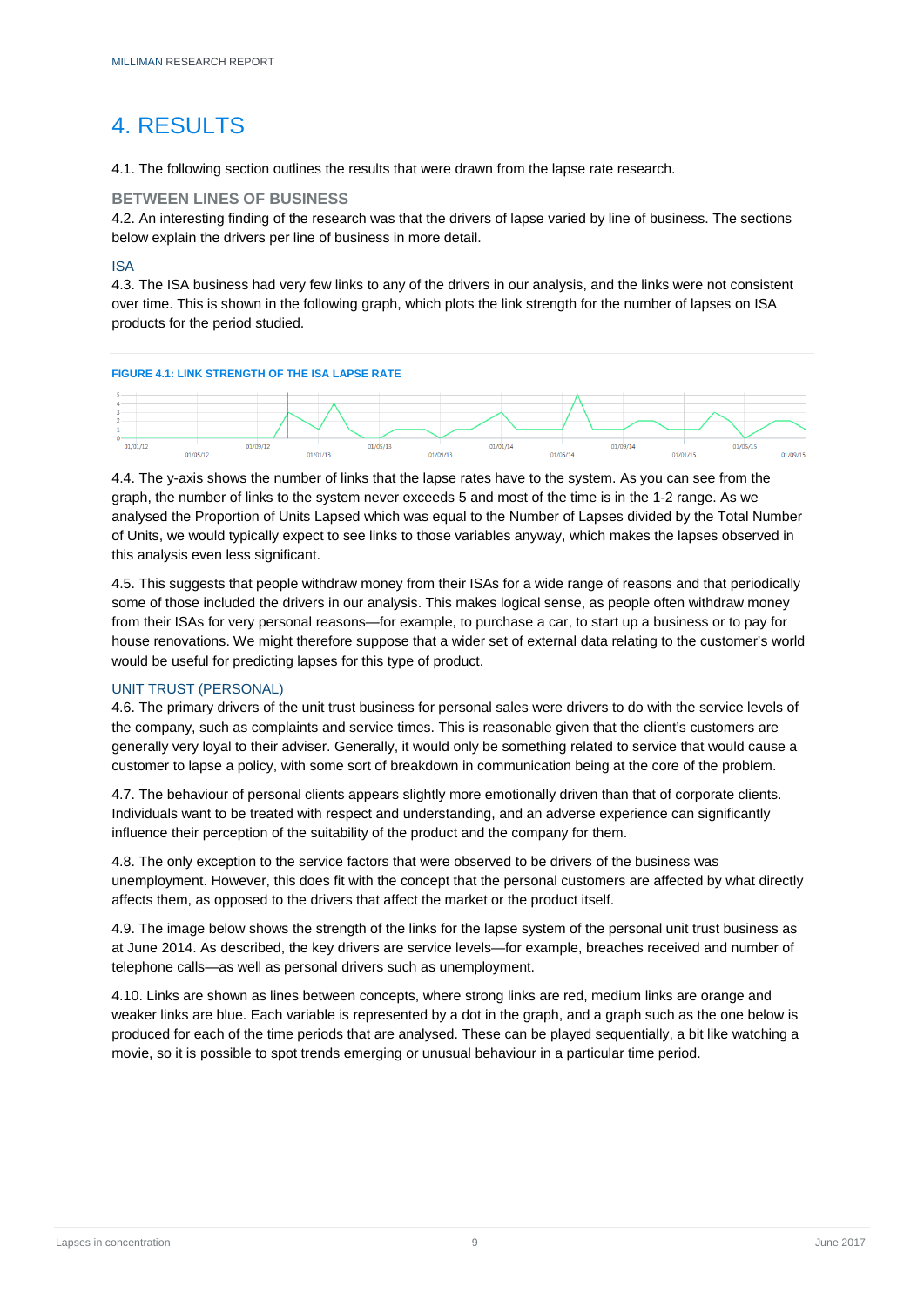# 4. RESULTS

4.1. The following section outlines the results that were drawn from the lapse rate research.

## BETWEEN LINES OF BUSINESS

4.2. An interesting finding of the research was that the drivers of lapse varied by line of business. The sections below explain the drivers per line of business in more detail.

### ISA

4.3. The ISA business had very few links to any of the drivers in our analysis, and the links were not consistent over time. This is shown in the following graph, which plots the link strength for the number of lapses on ISA products for the period studied.

**FIGURE 4.1: LINK STRENGTH OF THE ISA LAPSE RATE**

4.4. The y-axis shows the number of links that the lapse rates have to the system. As you can see from the graph, the number of links to the system never exceeds 5 and most of the time is in the 1-2 range. As we analysed the Proportion of Units Lapsed which was equal to the Number of Lapses divided by the Total Number of Units, we would typically expect to see links to those variables anyway, which makes the lapses observed in this analysis even less significant.

4.5. This suggests that people withdraw money from their ISAs for a wide range of reasons and that periodically some of those included the drivers in our analysis. This makes logical sense, as people often withdraw money from their ISAs for very personal reasons—for example, to purchase a car, to start up a business or to pay for house renovations. We might therefore suppose that a wider set of external data relating to the customer's world would be useful for predicting lapses for this type of product.

### UNIT TRUST (PERSONAL)

4.6. The primary drivers of the unit trust business for personal sales were drivers to do with the service levels of the company, such as complaints and service times. This is reasonable given that the client's customers are generally very loyal to their adviser. Generally, it would only be something related to service that would cause a customer to lapse a policy, with some sort of breakdown in communication being at the core of the problem.

4.7. The behaviour of personal clients appears slightly more emotionally driven than that of corporate clients. Individuals want to be treated with respect and understanding, and an adverse experience can significantly influence their perception of the suitability of the product and the company for them.

4.8. The only exception to the service factors that were observed to be drivers of the business was unemployment. However, this does fit with the concept that the personal customers are affected by what directly affects them, as opposed to the drivers that affect the market or the product itself.

4.9. The image below shows the strength of the links for the lapse system of the personal unit trust business as at June 2014. As described, the key drivers are service levels—for example, breaches received and number of telephone calls—as well as personal drivers such as unemployment.

4.10. Links are shown as lines between concepts, where strong links are red, medium links are orange and weaker links are blue. Each variable is represented by a dot in the graph, and a graph such as the one below is produced for each of the time periods that are analysed. These can be played sequentially, a bit like watching a movie, so it is possible to spot trends emerging or unusual behaviour in a particular time period.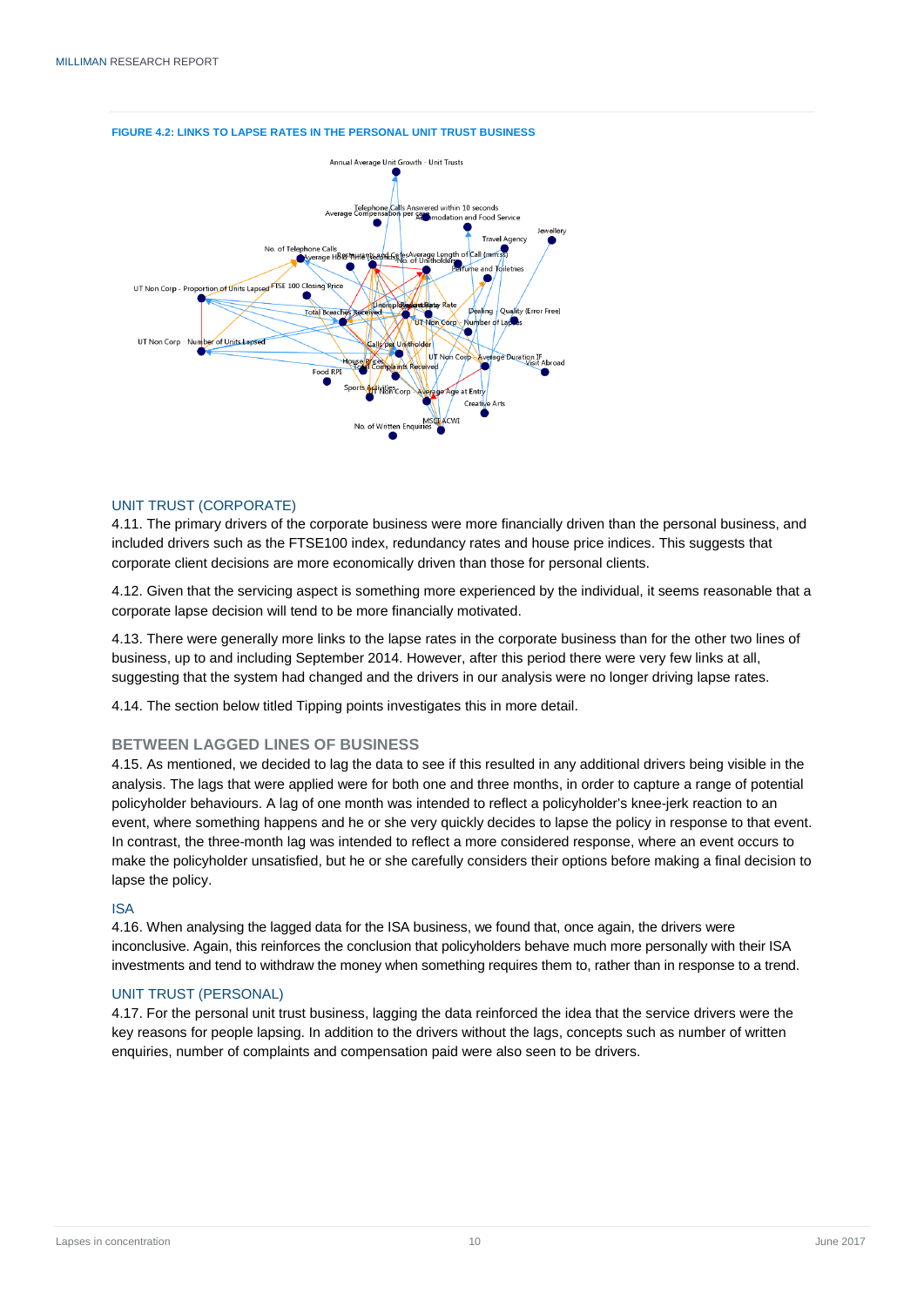**FIGURE 4.2: LINKS TO LAPSE RATES IN THE PERSONAL UNIT TRUST BUSINESS**

### UNIT TRUST (CORPORATE)

4.11. The primary drivers of the corporate business were more financially driven than the personal business, and included drivers such as the FTSE100 index, redundancy rates and house price indices. This suggests that corporate client decisions are more economically driven than those for personal clients.

4.12. Given that the servicing aspect is something more experienced by the individual, it seems reasonable that a corporate lapse decision will tend to be more financially motivated.

4.13. There were generally more links to the lapse rates in the corporate business than for the other two lines of business, up to and including September 2014. However, after this period there were very few links at all, suggesting that the system had changed and the drivers in our analysis were no longer driving lapse rates.

4.14. The section below titled Tipping points investigates this in more detail.

## BETWEEN LAGGED LINES OF BUSINESS

4.15. As mentioned, we decided to lag the data to see if this resulted in any additional drivers being visible in the analysis. The lags that were applied were for both one and three months, in order to capture a range of potential policyholder behaviours. A lag of one month was intended to reflect a policyholder's knee-jerk reaction to an event, where something happens and he or she very quickly decides to lapse the policy in response to that event. In contrast, the three-month lag was intended to reflect a more considered response, where an event occurs to make the policyholder unsatisfied, but he or she carefully considers their options before making a final decision to lapse the policy.

### ISA

4.16. When analysing the lagged data for the ISA business, we found that, once again, the drivers were inconclusive. Again, this reinforces the conclusion that policyholders behave much more personally with their ISA investments and tend to withdraw the money when something requires them to, rather than in response to a trend.

### UNIT TRUST (PERSONAL)

4.17. For the personal unit trust business, lagging the data reinforced the idea that the service drivers were the key reasons for people lapsing. In addition to the drivers without the lags, concepts such as number of written enquiries, number of complaints and compensation paid were also seen to be drivers.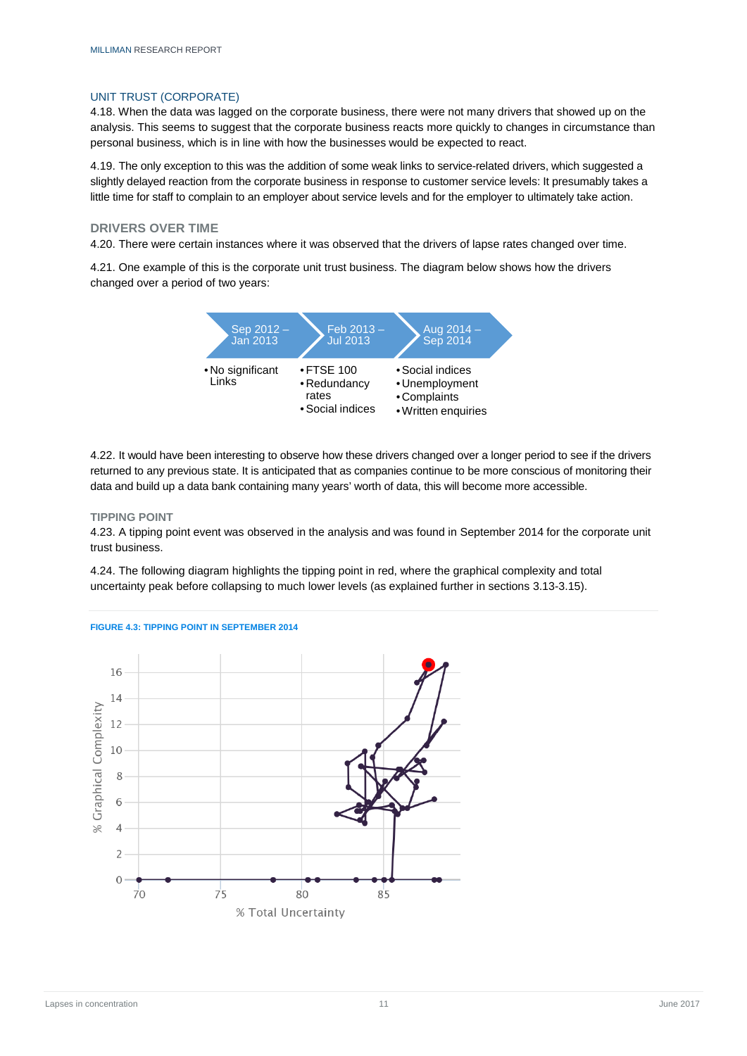## UNIT TRUST (CORPORATE)

4.18. When the data was lagged on the corporate business, there were not many drivers that showed up on the analysis. This seems to suggest that the corporate business reacts more quickly to changes in circumstance than personal business, which is in line with how the businesses would be expected to react.

4.19. The only exception to this was the addition of some weak links to service-related drivers, which suggested a slightly delayed reaction from the corporate business in response to customer service levels: It presumably takes a little time for staff to complain to an employer about service levels and for the employer to ultimately take action.

### DRIVERS OVER TIME

4.20. There were certain instances where it was observed that the drivers of lapse rates changed over time.

4.21. One example of this is the corporate unit trust business. The diagram below shows how the drivers changed over a period of two years:

| Sep 2012 – Jan 2013 | Feb 2013 – Jul 2013 | Aug 2014 – Sep 2014 |
|---|---|---|
| • No significant Links | • FTSE 100<br>• Redundancy rates<br>• Social indices | • Social indices<br>• Unemployment<br>• Complaints<br>• Written enquiries |

4.22. It would have been interesting to observe how these drivers changed over a longer period to see if the drivers returned to any previous state. It is anticipated that as companies continue to be more conscious of monitoring their data and build up a data bank containing many years' worth of data, this will become more accessible.

### TIPPING POINT

4.23. A tipping point event was observed in the analysis and was found in September 2014 for the corporate unit trust business.

4.24. The following diagram highlights the tipping point in red, where the graphical complexity and total uncertainty peak before collapsing to much lower levels (as explained further in sections 3.13-3.15).

**FIGURE 4.3: TIPPING POINT IN SEPTEMBER 2014**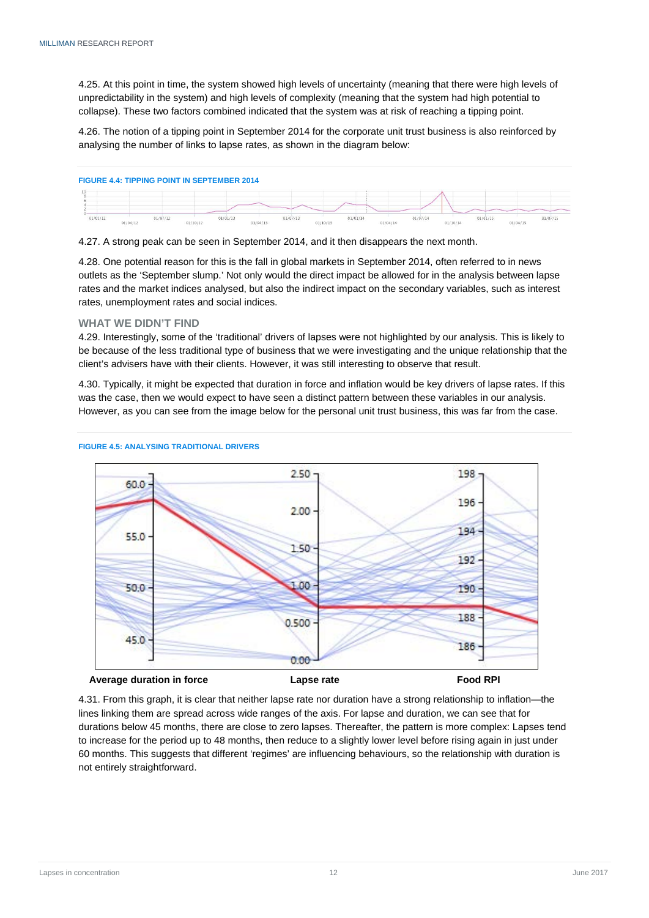4.25. At this point in time, the system showed high levels of uncertainty (meaning that there were high levels of unpredictability in the system) and high levels of complexity (meaning that the system had high potential to collapse). These two factors combined indicated that the system was at risk of reaching a tipping point.

4.26. The notion of a tipping point in September 2014 for the corporate unit trust business is also reinforced by analysing the number of links to lapse rates, as shown in the diagram below:

**FIGURE 4.4: TIPPING POINT IN SEPTEMBER 2014**

4.27. A strong peak can be seen in September 2014, and it then disappears the next month.

4.28. One potential reason for this is the fall in global markets in September 2014, often referred to in news outlets as the 'September slump.' Not only would the direct impact be allowed for in the analysis between lapse rates and the market indices analysed, but also the indirect impact on the secondary variables, such as interest rates, unemployment rates and social indices.

### WHAT WE DIDN'T FIND

4.29. Interestingly, some of the 'traditional' drivers of lapses were not highlighted by our analysis. This is likely to be because of the less traditional type of business that we were investigating and the unique relationship that the client's advisers have with their clients. However, it was still interesting to observe that result.

4.30. Typically, it might be expected that duration in force and inflation would be key drivers of lapse rates. If this was the case, then we would expect to have seen a distinct pattern between these variables in our analysis. However, as you can see from the image below for the personal unit trust business, this was far from the case.

**FIGURE 4.5: ANALYSING TRADITIONAL DRIVERS**

4.31. From this graph, it is clear that neither lapse rate nor duration have a strong relationship to inflation—the lines linking them are spread across wide ranges of the axis. For lapse and duration, we can see that for durations below 45 months, there are close to zero lapses. Thereafter, the pattern is more complex: Lapses tend to increase for the period up to 48 months, then reduce to a slightly lower level before rising again in just under 60 months. This suggests that different 'regimes' are influencing behaviours, so the relationship with duration is not entirely straightforward.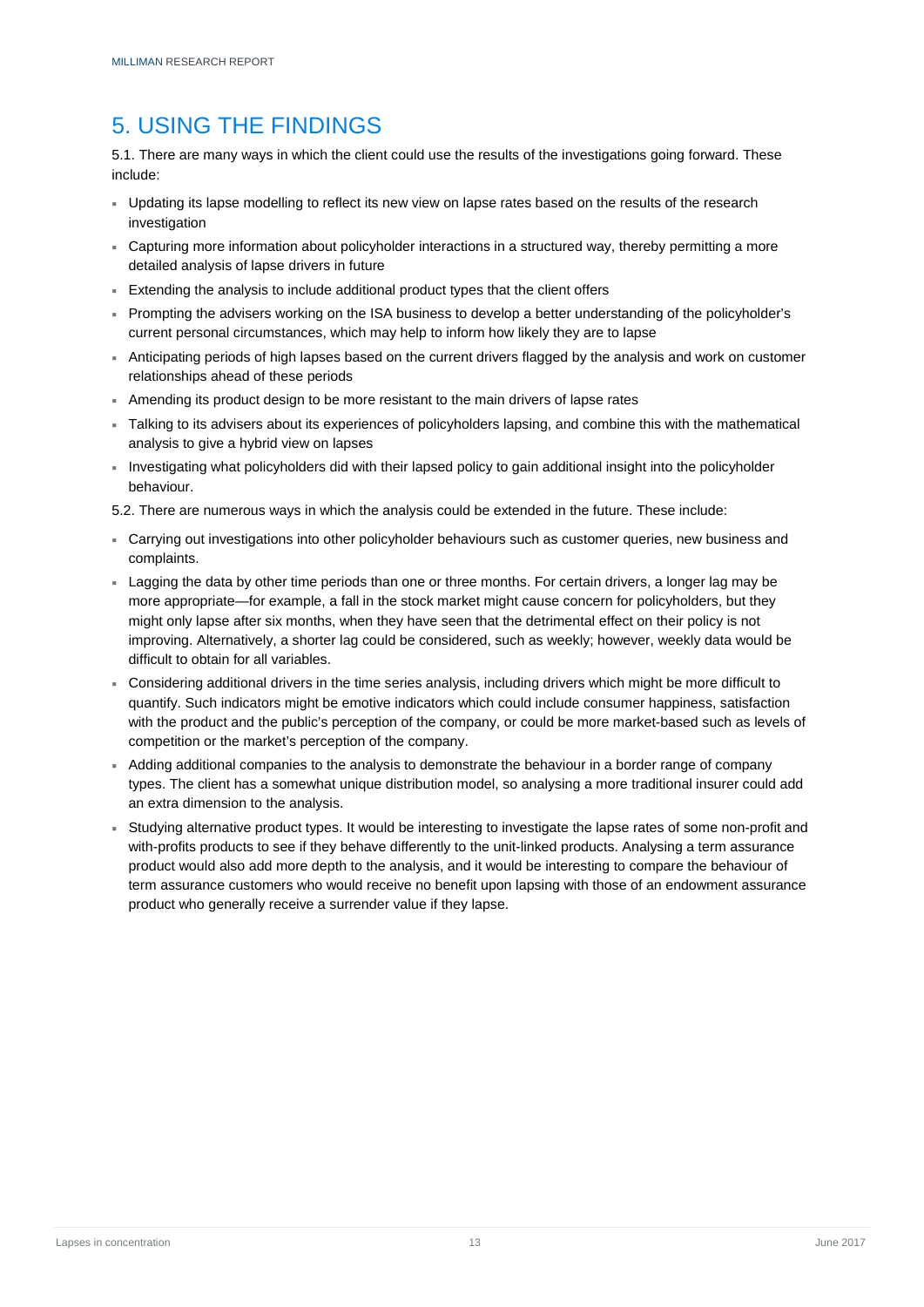## 5. USING THE FINDINGS

5.1. There are many ways in which the client could use the results of the investigations going forward. These include:

- Updating its lapse modelling to reflect its new view on lapse rates based on the results of the research investigation
- Capturing more information about policyholder interactions in a structured way, thereby permitting a more detailed analysis of lapse drivers in future
- Extending the analysis to include additional product types that the client offers
- Prompting the advisers working on the ISA business to develop a better understanding of the policyholder's current personal circumstances, which may help to inform how likely they are to lapse
- Anticipating periods of high lapses based on the current drivers flagged by the analysis and work on customer relationships ahead of these periods
- Amending its product design to be more resistant to the main drivers of lapse rates
- Talking to its advisers about its experiences of policyholders lapsing, and combine this with the mathematical analysis to give a hybrid view on lapses
- Investigating what policyholders did with their lapsed policy to gain additional insight into the policyholder behaviour.

5.2. There are numerous ways in which the analysis could be extended in the future. These include:

- Carrying out investigations into other policyholder behaviours such as customer queries, new business and complaints.
- Lagging the data by other time periods than one or three months. For certain drivers, a longer lag may be more appropriate—for example, a fall in the stock market might cause concern for policyholders, but they might only lapse after six months, when they have seen that the detrimental effect on their policy is not improving. Alternatively, a shorter lag could be considered, such as weekly; however, weekly data would be difficult to obtain for all variables.
- Considering additional drivers in the time series analysis, including drivers which might be more difficult to quantify. Such indicators might be emotive indicators which could include consumer happiness, satisfaction with the product and the public's perception of the company, or could be more market-based such as levels of competition or the market's perception of the company.
- Adding additional companies to the analysis to demonstrate the behaviour in a border range of company types. The client has a somewhat unique distribution model, so analysing a more traditional insurer could add an extra dimension to the analysis.
- Studying alternative product types. It would be interesting to investigate the lapse rates of some non-profit and with-profits products to see if they behave differently to the unit-linked products. Analysing a term assurance product would also add more depth to the analysis, and it would be interesting to compare the behaviour of term assurance customers who would receive no benefit upon lapsing with those of an endowment assurance product who generally receive a surrender value if they lapse.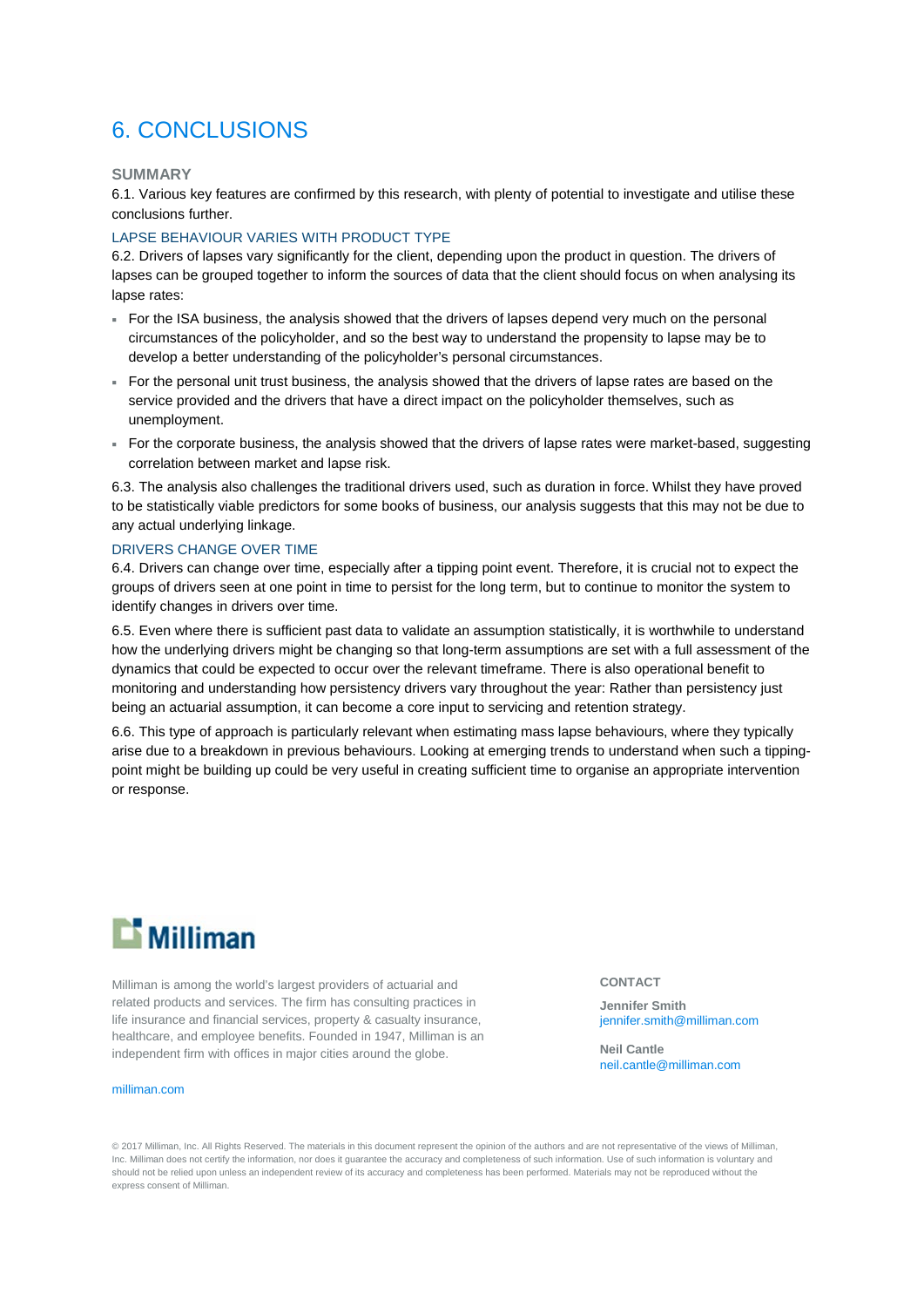# 6. CONCLUSIONS

### SUMMARY

6.1. Various key features are confirmed by this research, with plenty of potential to investigate and utilise these conclusions further.

### LAPSE BEHAVIOUR VARIES WITH PRODUCT TYPE

6.2. Drivers of lapses vary significantly for the client, depending upon the product in question. The drivers of lapses can be grouped together to inform the sources of data that the client should focus on when analysing its lapse rates:

- For the ISA business, the analysis showed that the drivers of lapses depend very much on the personal circumstances of the policyholder, and so the best way to understand the propensity to lapse may be to develop a better understanding of the policyholder's personal circumstances.
- For the personal unit trust business, the analysis showed that the drivers of lapse rates are based on the service provided and the drivers that have a direct impact on the policyholder themselves, such as unemployment.
- For the corporate business, the analysis showed that the drivers of lapse rates were market-based, suggesting correlation between market and lapse risk.

6.3. The analysis also challenges the traditional drivers used, such as duration in force. Whilst they have proved to be statistically viable predictors for some books of business, our analysis suggests that this may not be due to any actual underlying linkage.

### DRIVERS CHANGE OVER TIME

6.4. Drivers can change over time, especially after a tipping point event. Therefore, it is crucial not to expect the groups of drivers seen at one point in time to persist for the long term, but to continue to monitor the system to identify changes in drivers over time.

6.5. Even where there is sufficient past data to validate an assumption statistically, it is worthwhile to understand how the underlying drivers might be changing so that long-term assumptions are set with a full assessment of the dynamics that could be expected to occur over the relevant timeframe. There is also operational benefit to monitoring and understanding how persistency drivers vary throughout the year: Rather than persistency just being an actuarial assumption, it can become a core input to servicing and retention strategy.

6.6. This type of approach is particularly relevant when estimating mass lapse behaviours, where they typically arise due to a breakdown in previous behaviours. Looking at emerging trends to understand when such a tipping-point might be building up could be very useful in creating sufficient time to organise an appropriate intervention or response.

**Milliman**

Milliman is among the world's largest providers of actuarial and related products and services. The firm has consulting practices in life insurance and financial services, property & casualty insurance, healthcare, and employee benefits. Founded in 1947, Milliman is an independent firm with offices in major cities around the globe.

milliman.com

**CONTACT**

**Jennifer Smith**
jennifer.smith@milliman.com

**Neil Cantle**
neil.cantle@milliman.com

© 2017 Milliman, Inc. All Rights Reserved. The materials in this document represent the opinion of the authors and are not representative of the views of Milliman, Inc. Milliman does not certify the information, nor does it guarantee the accuracy and completeness of such information. Use of such information is voluntary and should not be relied upon unless an independent review of its accuracy and completeness has been performed. Materials may not be reproduced without the express consent of Milliman.